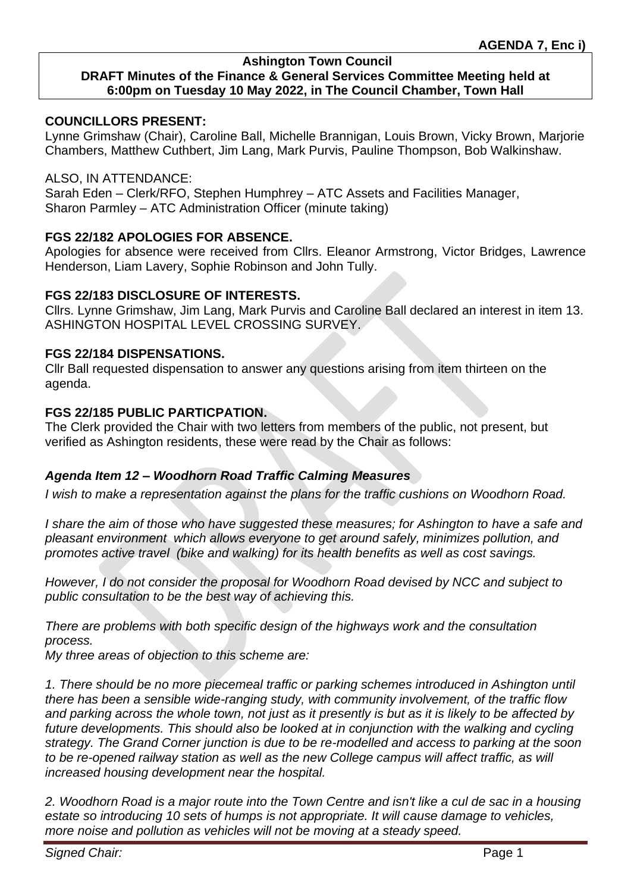**AGENDA 7, Enc i)**

**Ashington Town Council**
**DRAFT Minutes of the Finance & General Services Committee Meeting held at 6:00pm on Tuesday 10 May 2022, in The Council Chamber, Town Hall**

**COUNCILLORS PRESENT:**
Lynne Grimshaw (Chair), Caroline Ball, Michelle Brannigan, Louis Brown, Vicky Brown, Marjorie Chambers, Matthew Cuthbert, Jim Lang, Mark Purvis, Pauline Thompson, Bob Walkinshaw.

ALSO, IN ATTENDANCE:
Sarah Eden – Clerk/RFO, Stephen Humphrey – ATC Assets and Facilities Manager, Sharon Parmley – ATC Administration Officer (minute taking)

**FGS 22/182 APOLOGIES FOR ABSENCE.**
Apologies for absence were received from Cllrs. Eleanor Armstrong, Victor Bridges, Lawrence Henderson, Liam Lavery, Sophie Robinson and John Tully.

**FGS 22/183 DISCLOSURE OF INTERESTS.**
Cllrs. Lynne Grimshaw, Jim Lang, Mark Purvis and Caroline Ball declared an interest in item 13. ASHINGTON HOSPITAL LEVEL CROSSING SURVEY.

**FGS 22/184 DISPENSATIONS.**
Cllr Ball requested dispensation to answer any questions arising from item thirteen on the agenda.

**FGS 22/185 PUBLIC PARTICPATION.**
The Clerk provided the Chair with two letters from members of the public, not present, but verified as Ashington residents, these were read by the Chair as follows:

***Agenda Item 12 – Woodhorn Road Traffic Calming Measures***

*I wish to make a representation against the plans for the traffic cushions on Woodhorn Road.*

*I share the aim of those who have suggested these measures; for Ashington to have a safe and pleasant environment which allows everyone to get around safely, minimizes pollution, and promotes active travel (bike and walking) for its health benefits as well as cost savings.*

*However, I do not consider the proposal for Woodhorn Road devised by NCC and subject to public consultation to be the best way of achieving this.*

*There are problems with both specific design of the highways work and the consultation process.*
*My three areas of objection to this scheme are:*

*1. There should be no more piecemeal traffic or parking schemes introduced in Ashington until there has been a sensible wide-ranging study, with community involvement, of the traffic flow and parking across the whole town, not just as it presently is but as it is likely to be affected by future developments. This should also be looked at in conjunction with the walking and cycling strategy. The Grand Corner junction is due to be re-modelled and access to parking at the soon to be re-opened railway station as well as the new College campus will affect traffic, as will increased housing development near the hospital.*

*2. Woodhorn Road is a major route into the Town Centre and isn't like a cul de sac in a housing estate so introducing 10 sets of humps is not appropriate. It will cause damage to vehicles, more noise and pollution as vehicles will not be moving at a steady speed.*

*Signed Chair:*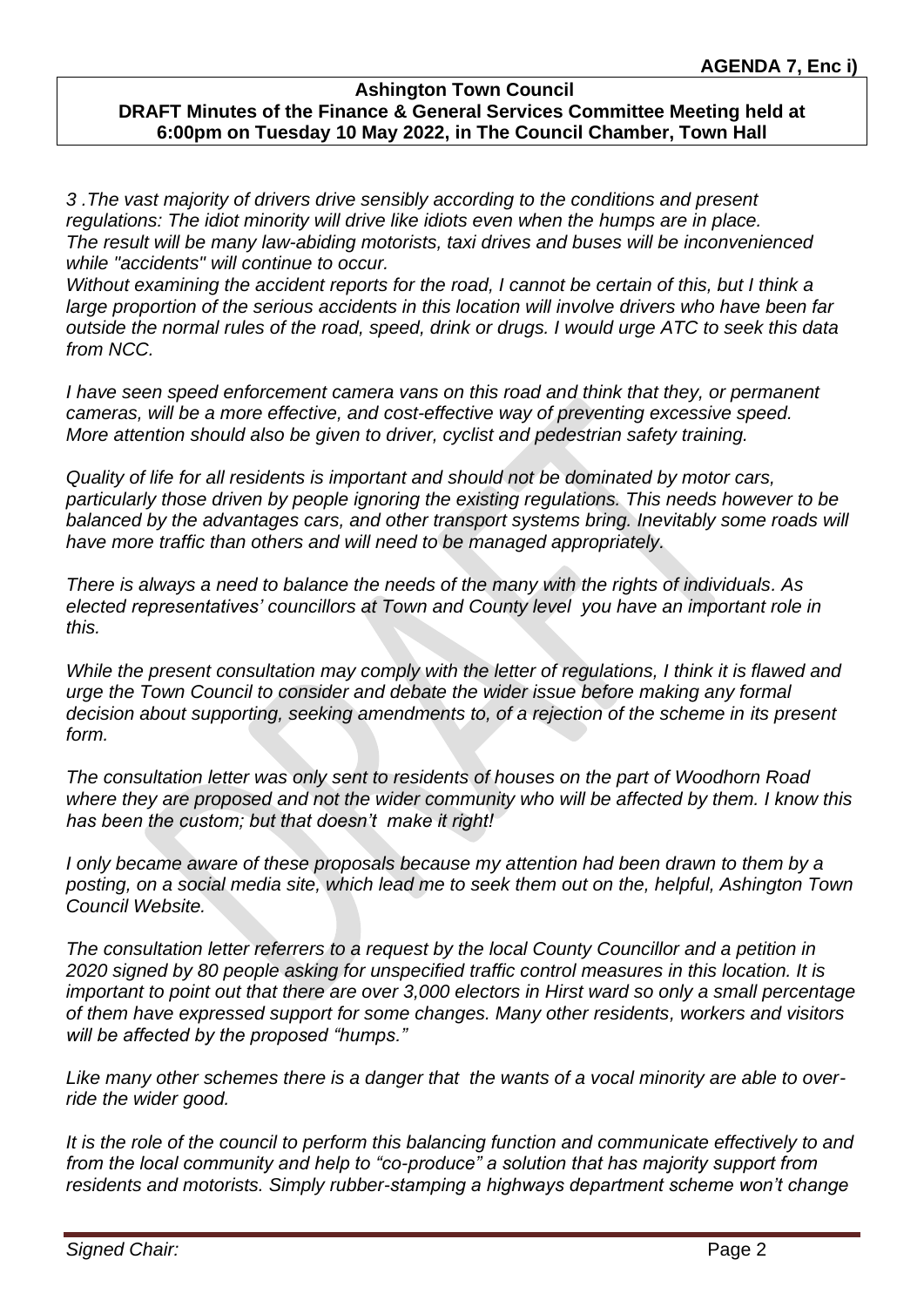*3 .The vast majority of drivers drive sensibly according to the conditions and present regulations: The idiot minority will drive like idiots even when the humps are in place. The result will be many law-abiding motorists, taxi drives and buses will be inconvenienced while "accidents" will continue to occur.*

*Without examining the accident reports for the road, I cannot be certain of this, but I think a large proportion of the serious accidents in this location will involve drivers who have been far outside the normal rules of the road, speed, drink or drugs. I would urge ATC to seek this data from NCC.*

*I have seen speed enforcement camera vans on this road and think that they, or permanent cameras, will be a more effective, and cost-effective way of preventing excessive speed. More attention should also be given to driver, cyclist and pedestrian safety training.*

*Quality of life for all residents is important and should not be dominated by motor cars, particularly those driven by people ignoring the existing regulations. This needs however to be balanced by the advantages cars, and other transport systems bring. Inevitably some roads will have more traffic than others and will need to be managed appropriately.*

*There is always a need to balance the needs of the many with the rights of individuals. As elected representatives' councillors at Town and County level you have an important role in this.*

*While the present consultation may comply with the letter of regulations, I think it is flawed and urge the Town Council to consider and debate the wider issue before making any formal decision about supporting, seeking amendments to, of a rejection of the scheme in its present form.*

*The consultation letter was only sent to residents of houses on the part of Woodhorn Road where they are proposed and not the wider community who will be affected by them. I know this has been the custom; but that doesn't make it right!*

*I only became aware of these proposals because my attention had been drawn to them by a posting, on a social media site, which lead me to seek them out on the, helpful, Ashington Town Council Website.*

*The consultation letter referrers to a request by the local County Councillor and a petition in 2020 signed by 80 people asking for unspecified traffic control measures in this location. It is important to point out that there are over 3,000 electors in Hirst ward so only a small percentage of them have expressed support for some changes. Many other residents, workers and visitors will be affected by the proposed "humps."*

*Like many other schemes there is a danger that the wants of a vocal minority are able to over-ride the wider good.*

*It is the role of the council to perform this balancing function and communicate effectively to and from the local community and help to "co-produce" a solution that has majority support from residents and motorists. Simply rubber-stamping a highways department scheme won't change*

*Signed Chair:*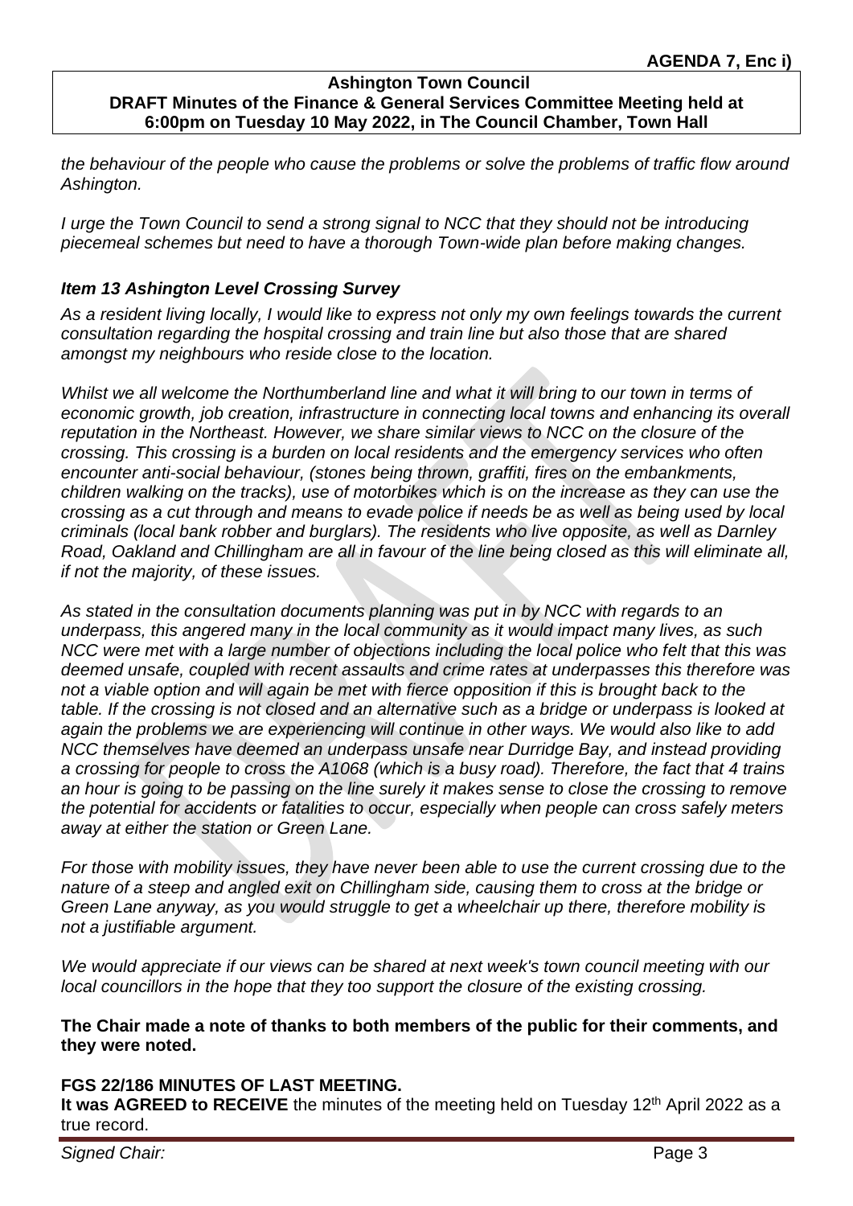*the behaviour of the people who cause the problems or solve the problems of traffic flow around Ashington.*

*I urge the Town Council to send a strong signal to NCC that they should not be introducing piecemeal schemes but need to have a thorough Town-wide plan before making changes.*

### *Item 13 Ashington Level Crossing Survey*

*As a resident living locally, I would like to express not only my own feelings towards the current consultation regarding the hospital crossing and train line but also those that are shared amongst my neighbours who reside close to the location.*

*Whilst we all welcome the Northumberland line and what it will bring to our town in terms of economic growth, job creation, infrastructure in connecting local towns and enhancing its overall reputation in the Northeast. However, we share similar views to NCC on the closure of the crossing. This crossing is a burden on local residents and the emergency services who often encounter anti-social behaviour, (stones being thrown, graffiti, fires on the embankments, children walking on the tracks), use of motorbikes which is on the increase as they can use the crossing as a cut through and means to evade police if needs be as well as being used by local criminals (local bank robber and burglars). The residents who live opposite, as well as Darnley Road, Oakland and Chillingham are all in favour of the line being closed as this will eliminate all, if not the majority, of these issues.*

*As stated in the consultation documents planning was put in by NCC with regards to an underpass, this angered many in the local community as it would impact many lives, as such NCC were met with a large number of objections including the local police who felt that this was deemed unsafe, coupled with recent assaults and crime rates at underpasses this therefore was not a viable option and will again be met with fierce opposition if this is brought back to the table. If the crossing is not closed and an alternative such as a bridge or underpass is looked at again the problems we are experiencing will continue in other ways. We would also like to add NCC themselves have deemed an underpass unsafe near Durridge Bay, and instead providing a crossing for people to cross the A1068 (which is a busy road). Therefore, the fact that 4 trains an hour is going to be passing on the line surely it makes sense to close the crossing to remove the potential for accidents or fatalities to occur, especially when people can cross safely meters away at either the station or Green Lane.*

*For those with mobility issues, they have never been able to use the current crossing due to the nature of a steep and angled exit on Chillingham side, causing them to cross at the bridge or Green Lane anyway, as you would struggle to get a wheelchair up there, therefore mobility is not a justifiable argument.*

*We would appreciate if our views can be shared at next week's town council meeting with our local councillors in the hope that they too support the closure of the existing crossing.*

**The Chair made a note of thanks to both members of the public for their comments, and they were noted.**

**FGS 22/186 MINUTES OF LAST MEETING.**

**It was AGREED to RECEIVE** the minutes of the meeting held on Tuesday 12th April 2022 as a true record.

*Signed Chair:*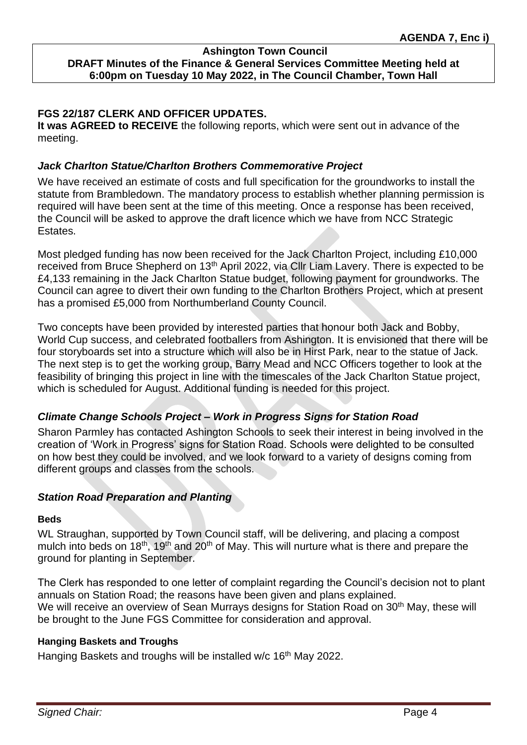**AGENDA 7, Enc i)**

**Ashington Town Council**
**DRAFT Minutes of the Finance & General Services Committee Meeting held at 6:00pm on Tuesday 10 May 2022, in The Council Chamber, Town Hall**

## FGS 22/187 CLERK AND OFFICER UPDATES.

**It was AGREED to RECEIVE** the following reports, which were sent out in advance of the meeting.

### *Jack Charlton Statue/Charlton Brothers Commemorative Project*

We have received an estimate of costs and full specification for the groundworks to install the statute from Brambledown. The mandatory process to establish whether planning permission is required will have been sent at the time of this meeting. Once a response has been received, the Council will be asked to approve the draft licence which we have from NCC Strategic Estates.

Most pledged funding has now been received for the Jack Charlton Project, including £10,000 received from Bruce Shepherd on 13th April 2022, via Cllr Liam Lavery. There is expected to be £4,133 remaining in the Jack Charlton Statue budget, following payment for groundworks. The Council can agree to divert their own funding to the Charlton Brothers Project, which at present has a promised £5,000 from Northumberland County Council.

Two concepts have been provided by interested parties that honour both Jack and Bobby, World Cup success, and celebrated footballers from Ashington. It is envisioned that there will be four storyboards set into a structure which will also be in Hirst Park, near to the statue of Jack. The next step is to get the working group, Barry Mead and NCC Officers together to look at the feasibility of bringing this project in line with the timescales of the Jack Charlton Statue project, which is scheduled for August. Additional funding is needed for this project.

### *Climate Change Schools Project – Work in Progress Signs for Station Road*

Sharon Parmley has contacted Ashington Schools to seek their interest in being involved in the creation of 'Work in Progress' signs for Station Road. Schools were delighted to be consulted on how best they could be involved, and we look forward to a variety of designs coming from different groups and classes from the schools.

### *Station Road Preparation and Planting*

#### Beds

WL Straughan, supported by Town Council staff, will be delivering, and placing a compost mulch into beds on 18th, 19th and 20th of May. This will nurture what is there and prepare the ground for planting in September.

The Clerk has responded to one letter of complaint regarding the Council's decision not to plant annuals on Station Road; the reasons have been given and plans explained.
We will receive an overview of Sean Murrays designs for Station Road on 30th May, these will be brought to the June FGS Committee for consideration and approval.

#### Hanging Baskets and Troughs

Hanging Baskets and troughs will be installed w/c 16th May 2022.

*Signed Chair:*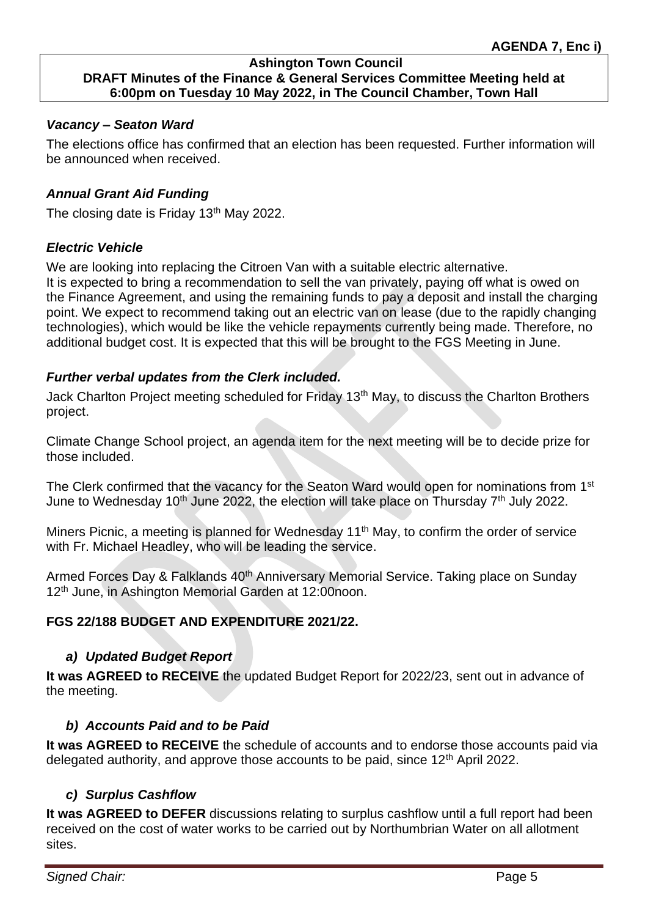**AGENDA 7, Enc i)**

**Ashington Town Council**
**DRAFT Minutes of the Finance & General Services Committee Meeting held at 6:00pm on Tuesday 10 May 2022, in The Council Chamber, Town Hall**

### *Vacancy – Seaton Ward*

The elections office has confirmed that an election has been requested. Further information will be announced when received.

### *Annual Grant Aid Funding*

The closing date is Friday 13th May 2022.

### *Electric Vehicle*

We are looking into replacing the Citroen Van with a suitable electric alternative.
It is expected to bring a recommendation to sell the van privately, paying off what is owed on the Finance Agreement, and using the remaining funds to pay a deposit and install the charging point. We expect to recommend taking out an electric van on lease (due to the rapidly changing technologies), which would be like the vehicle repayments currently being made. Therefore, no additional budget cost. It is expected that this will be brought to the FGS Meeting in June.

### *Further verbal updates from the Clerk included.*

Jack Charlton Project meeting scheduled for Friday 13th May, to discuss the Charlton Brothers project.

Climate Change School project, an agenda item for the next meeting will be to decide prize for those included.

The Clerk confirmed that the vacancy for the Seaton Ward would open for nominations from 1st June to Wednesday 10th June 2022, the election will take place on Thursday 7th July 2022.

Miners Picnic, a meeting is planned for Wednesday 11th May, to confirm the order of service with Fr. Michael Headley, who will be leading the service.

Armed Forces Day & Falklands 40th Anniversary Memorial Service. Taking place on Sunday 12th June, in Ashington Memorial Garden at 12:00noon.

## FGS 22/188 BUDGET AND EXPENDITURE 2021/22.

### *a) Updated Budget Report*

**It was AGREED to RECEIVE** the updated Budget Report for 2022/23, sent out in advance of the meeting.

### *b) Accounts Paid and to be Paid*

**It was AGREED to RECEIVE** the schedule of accounts and to endorse those accounts paid via delegated authority, and approve those accounts to be paid, since 12th April 2022.

### *c) Surplus Cashflow*

**It was AGREED to DEFER** discussions relating to surplus cashflow until a full report had been received on the cost of water works to be carried out by Northumbrian Water on all allotment sites.

*Signed Chair:*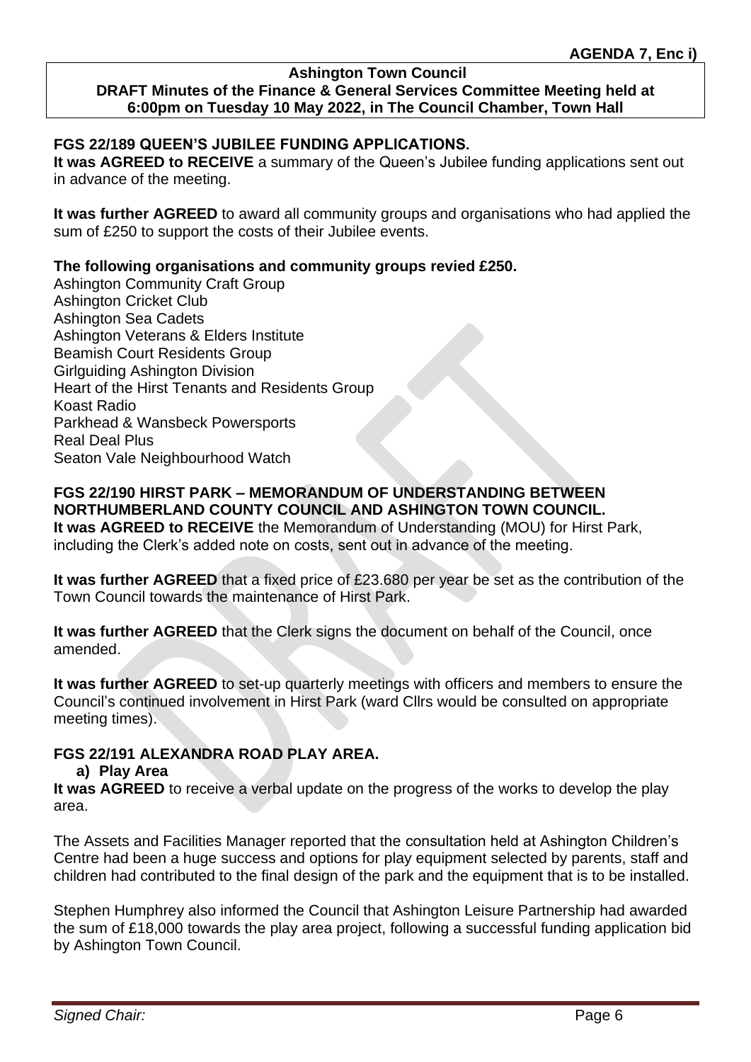**AGENDA 7, Enc i)**

**Ashington Town Council**
**DRAFT Minutes of the Finance & General Services Committee Meeting held at 6:00pm on Tuesday 10 May 2022, in The Council Chamber, Town Hall**

**FGS 22/189 QUEEN'S JUBILEE FUNDING APPLICATIONS.**

**It was AGREED to RECEIVE** a summary of the Queen's Jubilee funding applications sent out in advance of the meeting.

**It was further AGREED** to award all community groups and organisations who had applied the sum of £250 to support the costs of their Jubilee events.

**The following organisations and community groups revied £250.**

Ashington Community Craft Group
Ashington Cricket Club
Ashington Sea Cadets
Ashington Veterans & Elders Institute
Beamish Court Residents Group
Girlguiding Ashington Division
Heart of the Hirst Tenants and Residents Group
Koast Radio
Parkhead & Wansbeck Powersports
Real Deal Plus
Seaton Vale Neighbourhood Watch

**FGS 22/190 HIRST PARK – MEMORANDUM OF UNDERSTANDING BETWEEN NORTHUMBERLAND COUNTY COUNCIL AND ASHINGTON TOWN COUNCIL.**

**It was AGREED to RECEIVE** the Memorandum of Understanding (MOU) for Hirst Park, including the Clerk's added note on costs, sent out in advance of the meeting.

**It was further AGREED** that a fixed price of £23.680 per year be set as the contribution of the Town Council towards the maintenance of Hirst Park.

**It was further AGREED** that the Clerk signs the document on behalf of the Council, once amended.

**It was further AGREED** to set-up quarterly meetings with officers and members to ensure the Council's continued involvement in Hirst Park (ward Cllrs would be consulted on appropriate meeting times).

**FGS 22/191 ALEXANDRA ROAD PLAY AREA.**

**a) Play Area**

**It was AGREED** to receive a verbal update on the progress of the works to develop the play area.

The Assets and Facilities Manager reported that the consultation held at Ashington Children's Centre had been a huge success and options for play equipment selected by parents, staff and children had contributed to the final design of the park and the equipment that is to be installed.

Stephen Humphrey also informed the Council that Ashington Leisure Partnership had awarded the sum of £18,000 towards the play area project, following a successful funding application bid by Ashington Town Council.

*Signed Chair:*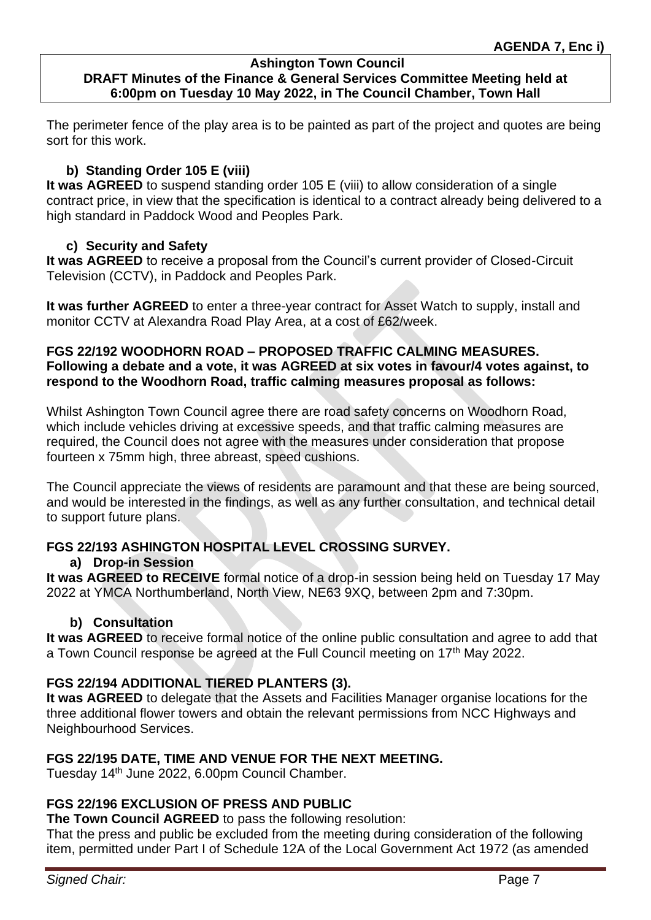**AGENDA 7, Enc i)**

**Ashington Town Council**
**DRAFT Minutes of the Finance & General Services Committee Meeting held at 6:00pm on Tuesday 10 May 2022, in The Council Chamber, Town Hall**

The perimeter fence of the play area is to be painted as part of the project and quotes are being sort for this work.

**b) Standing Order 105 E (viii)**

**It was AGREED** to suspend standing order 105 E (viii) to allow consideration of a single contract price, in view that the specification is identical to a contract already being delivered to a high standard in Paddock Wood and Peoples Park.

**c) Security and Safety**

**It was AGREED** to receive a proposal from the Council's current provider of Closed-Circuit Television (CCTV), in Paddock and Peoples Park.

**It was further AGREED** to enter a three-year contract for Asset Watch to supply, install and monitor CCTV at Alexandra Road Play Area, at a cost of £62/week.

**FGS 22/192 WOODHORN ROAD – PROPOSED TRAFFIC CALMING MEASURES.**
**Following a debate and a vote, it was AGREED at six votes in favour/4 votes against, to respond to the Woodhorn Road, traffic calming measures proposal as follows:**

Whilst Ashington Town Council agree there are road safety concerns on Woodhorn Road, which include vehicles driving at excessive speeds, and that traffic calming measures are required, the Council does not agree with the measures under consideration that propose fourteen x 75mm high, three abreast, speed cushions.

The Council appreciate the views of residents are paramount and that these are being sourced, and would be interested in the findings, as well as any further consultation, and technical detail to support future plans.

**FGS 22/193 ASHINGTON HOSPITAL LEVEL CROSSING SURVEY.**

**a) Drop-in Session**

**It was AGREED to RECEIVE** formal notice of a drop-in session being held on Tuesday 17 May 2022 at YMCA Northumberland, North View, NE63 9XQ, between 2pm and 7:30pm.

**b) Consultation**

**It was AGREED** to receive formal notice of the online public consultation and agree to add that a Town Council response be agreed at the Full Council meeting on 17th May 2022.

**FGS 22/194 ADDITIONAL TIERED PLANTERS (3).**

**It was AGREED** to delegate that the Assets and Facilities Manager organise locations for the three additional flower towers and obtain the relevant permissions from NCC Highways and Neighbourhood Services.

**FGS 22/195 DATE, TIME AND VENUE FOR THE NEXT MEETING.**

Tuesday 14th June 2022, 6.00pm Council Chamber.

**FGS 22/196 EXCLUSION OF PRESS AND PUBLIC**

**The Town Council AGREED** to pass the following resolution:
That the press and public be excluded from the meeting during consideration of the following item, permitted under Part I of Schedule 12A of the Local Government Act 1972 (as amended

*Signed Chair:*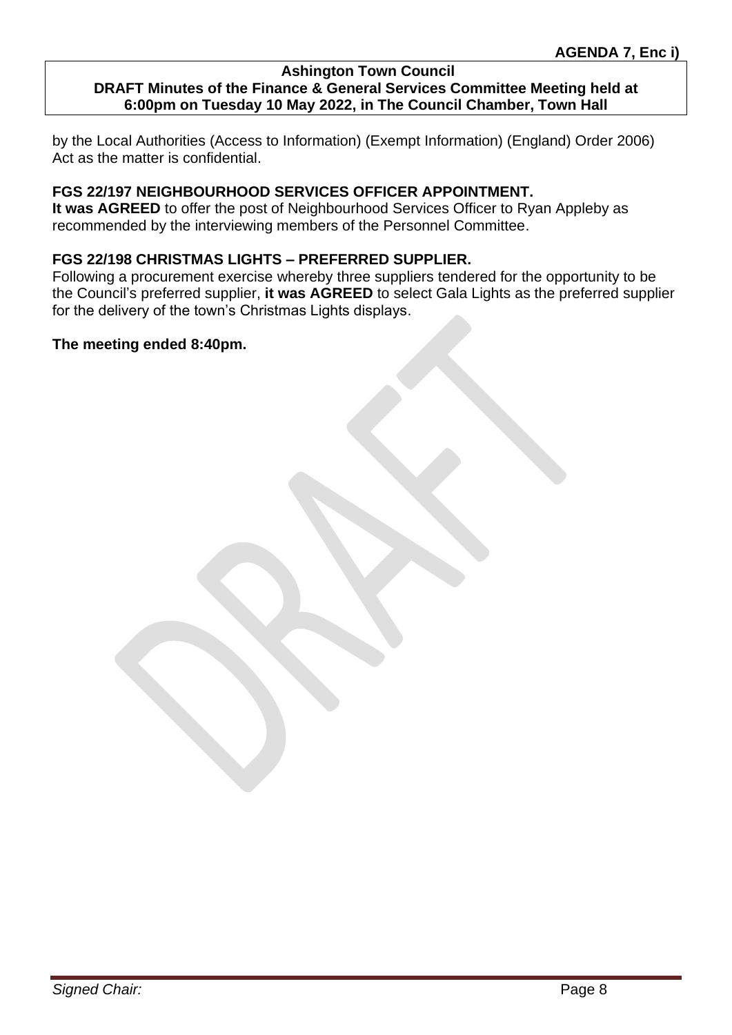by the Local Authorities (Access to Information) (Exempt Information) (England) Order 2006) Act as the matter is confidential.

**FGS 22/197 NEIGHBOURHOOD SERVICES OFFICER APPOINTMENT.**
**It was AGREED** to offer the post of Neighbourhood Services Officer to Ryan Appleby as recommended by the interviewing members of the Personnel Committee.

**FGS 22/198 CHRISTMAS LIGHTS – PREFERRED SUPPLIER.**
Following a procurement exercise whereby three suppliers tendered for the opportunity to be the Council's preferred supplier, **it was AGREED** to select Gala Lights as the preferred supplier for the delivery of the town's Christmas Lights displays.

**The meeting ended 8:40pm.**

*Signed Chair:*